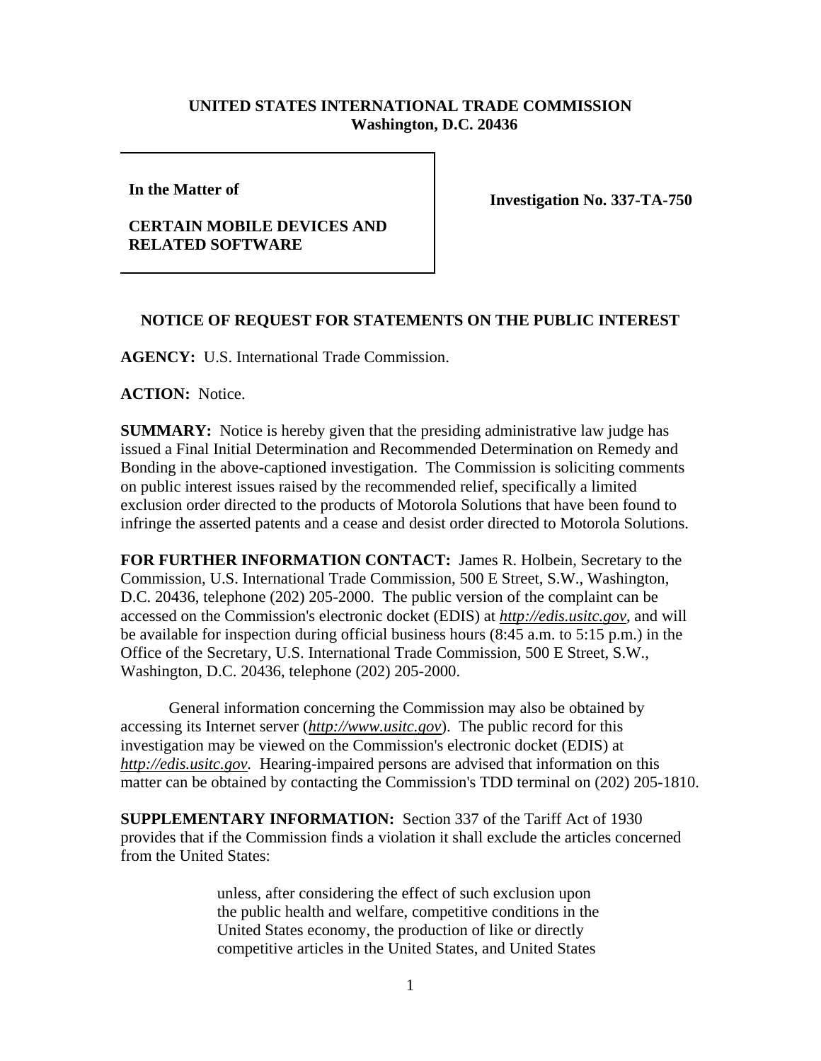**UNITED STATES INTERNATIONAL TRADE COMMISSION**
**Washington, D.C. 20436**

**In the Matter of**

**CERTAIN MOBILE DEVICES AND RELATED SOFTWARE**

**Investigation No. 337-TA-750**

## NOTICE OF REQUEST FOR STATEMENTS ON THE PUBLIC INTEREST

**AGENCY:** U.S. International Trade Commission.

**ACTION:** Notice.

**SUMMARY:** Notice is hereby given that the presiding administrative law judge has issued a Final Initial Determination and Recommended Determination on Remedy and Bonding in the above-captioned investigation. The Commission is soliciting comments on public interest issues raised by the recommended relief, specifically a limited exclusion order directed to the products of Motorola Solutions that have been found to infringe the asserted patents and a cease and desist order directed to Motorola Solutions.

**FOR FURTHER INFORMATION CONTACT:** James R. Holbein, Secretary to the Commission, U.S. International Trade Commission, 500 E Street, S.W., Washington, D.C. 20436, telephone (202) 205-2000. The public version of the complaint can be accessed on the Commission's electronic docket (EDIS) at *http://edis.usitc.gov*, and will be available for inspection during official business hours (8:45 a.m. to 5:15 p.m.) in the Office of the Secretary, U.S. International Trade Commission, 500 E Street, S.W., Washington, D.C. 20436, telephone (202) 205-2000.

General information concerning the Commission may also be obtained by accessing its Internet server (*http://www.usitc.gov*). The public record for this investigation may be viewed on the Commission's electronic docket (EDIS) at *http://edis.usitc.gov.* Hearing-impaired persons are advised that information on this matter can be obtained by contacting the Commission's TDD terminal on (202) 205-1810.

**SUPPLEMENTARY INFORMATION:** Section 337 of the Tariff Act of 1930 provides that if the Commission finds a violation it shall exclude the articles concerned from the United States:

> unless, after considering the effect of such exclusion upon the public health and welfare, competitive conditions in the United States economy, the production of like or directly competitive articles in the United States, and United States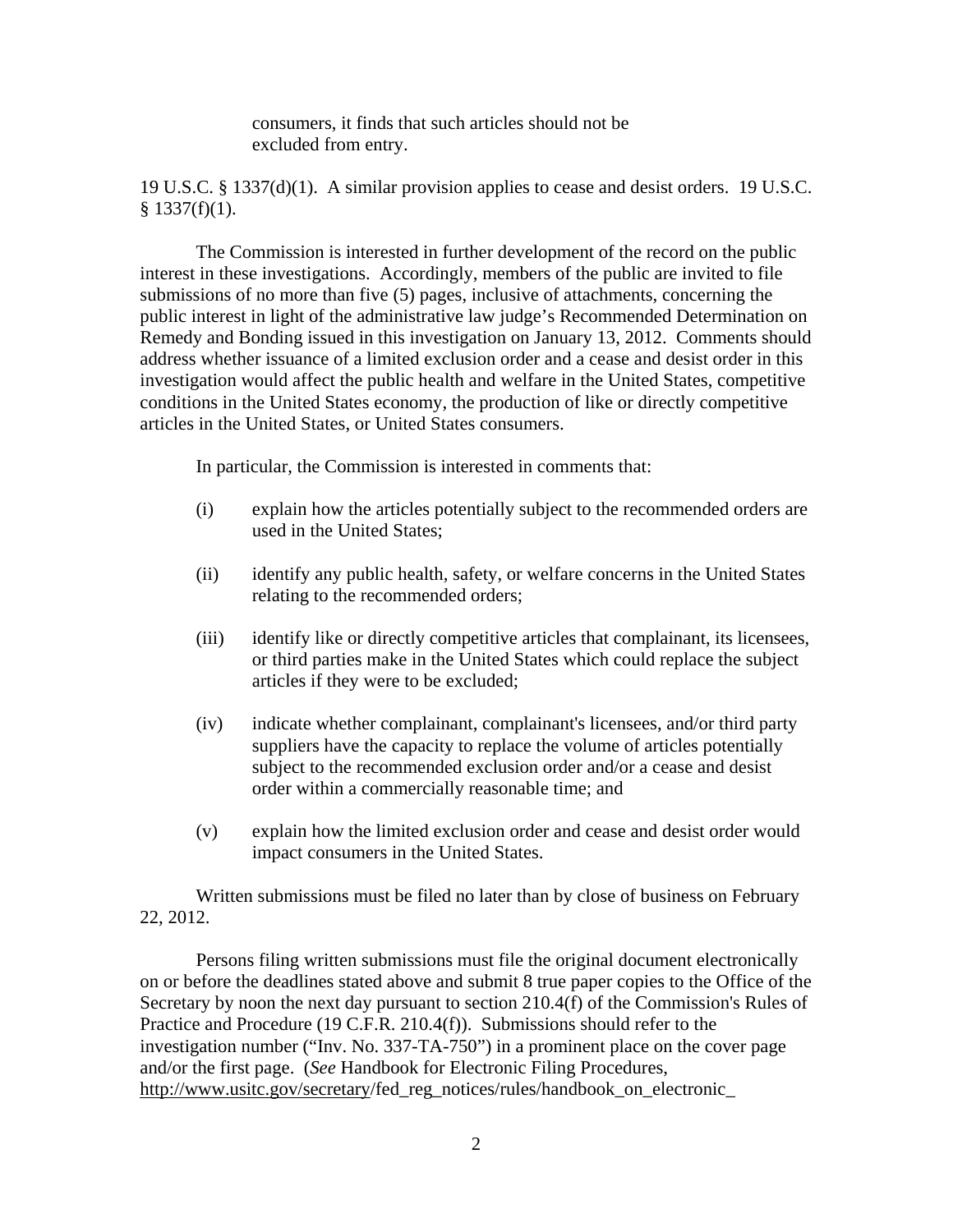consumers, it finds that such articles should not be excluded from entry.

19 U.S.C. § 1337(d)(1). A similar provision applies to cease and desist orders. 19 U.S.C. § 1337(f)(1).

The Commission is interested in further development of the record on the public interest in these investigations. Accordingly, members of the public are invited to file submissions of no more than five (5) pages, inclusive of attachments, concerning the public interest in light of the administrative law judge's Recommended Determination on Remedy and Bonding issued in this investigation on January 13, 2012. Comments should address whether issuance of a limited exclusion order and a cease and desist order in this investigation would affect the public health and welfare in the United States, competitive conditions in the United States economy, the production of like or directly competitive articles in the United States, or United States consumers.

In particular, the Commission is interested in comments that:

(i) explain how the articles potentially subject to the recommended orders are used in the United States;

(ii) identify any public health, safety, or welfare concerns in the United States relating to the recommended orders;

(iii) identify like or directly competitive articles that complainant, its licensees, or third parties make in the United States which could replace the subject articles if they were to be excluded;

(iv) indicate whether complainant, complainant's licensees, and/or third party suppliers have the capacity to replace the volume of articles potentially subject to the recommended exclusion order and/or a cease and desist order within a commercially reasonable time; and

(v) explain how the limited exclusion order and cease and desist order would impact consumers in the United States.

Written submissions must be filed no later than by close of business on February 22, 2012.

Persons filing written submissions must file the original document electronically on or before the deadlines stated above and submit 8 true paper copies to the Office of the Secretary by noon the next day pursuant to section 210.4(f) of the Commission's Rules of Practice and Procedure (19 C.F.R. 210.4(f)). Submissions should refer to the investigation number ("Inv. No. 337-TA-750") in a prominent place on the cover page and/or the first page. (*See* Handbook for Electronic Filing Procedures, http://www.usitc.gov/secretary/fed_reg_notices/rules/handbook_on_electronic_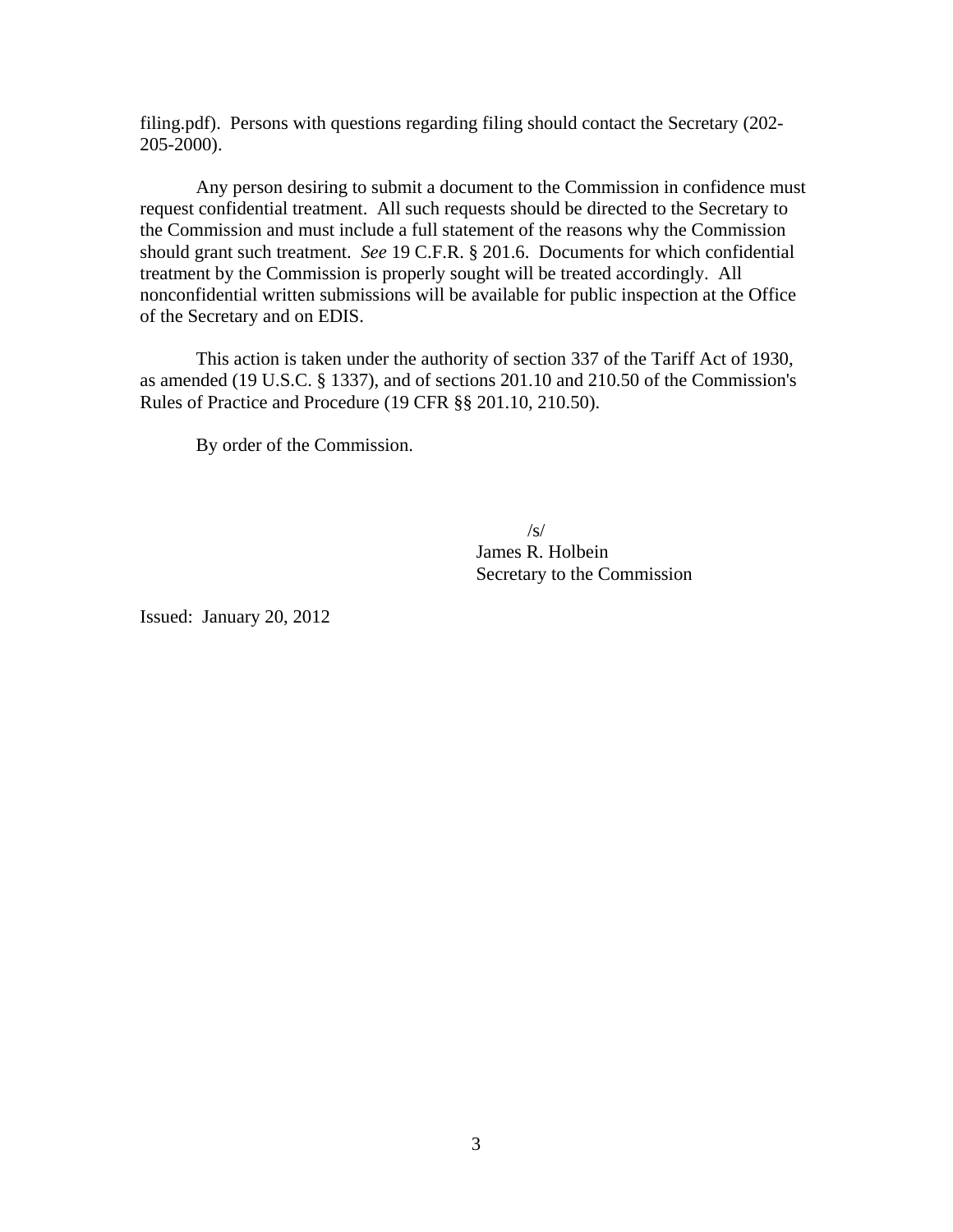filing.pdf). Persons with questions regarding filing should contact the Secretary (202-205-2000).

Any person desiring to submit a document to the Commission in confidence must request confidential treatment. All such requests should be directed to the Secretary to the Commission and must include a full statement of the reasons why the Commission should grant such treatment. *See* 19 C.F.R. § 201.6. Documents for which confidential treatment by the Commission is properly sought will be treated accordingly. All nonconfidential written submissions will be available for public inspection at the Office of the Secretary and on EDIS.

This action is taken under the authority of section 337 of the Tariff Act of 1930, as amended (19 U.S.C. § 1337), and of sections 201.10 and 210.50 of the Commission's Rules of Practice and Procedure (19 CFR §§ 201.10, 210.50).

By order of the Commission.

/s/
James R. Holbein
Secretary to the Commission

Issued: January 20, 2012